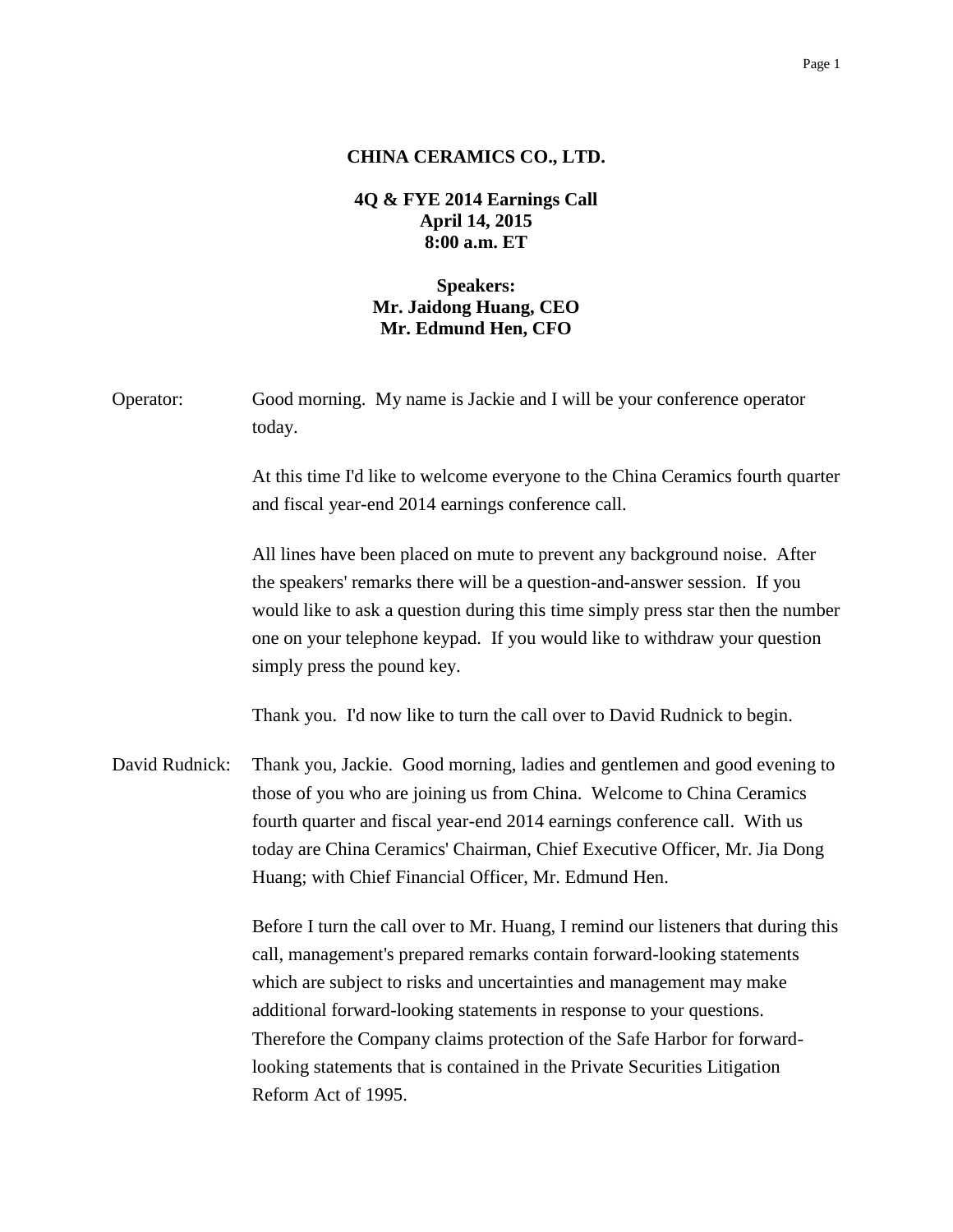# CHINA CERAMICS CO., LTD.

## 4Q & FYE 2014 Earnings Call
**April 14, 2015**
**8:00 a.m. ET**

**Speakers:**
**Mr. Jaidong Huang, CEO**
**Mr. Edmund Hen, CFO**

Operator: Good morning. My name is Jackie and I will be your conference operator today.

At this time I'd like to welcome everyone to the China Ceramics fourth quarter and fiscal year-end 2014 earnings conference call.

All lines have been placed on mute to prevent any background noise. After the speakers' remarks there will be a question-and-answer session. If you would like to ask a question during this time simply press star then the number one on your telephone keypad. If you would like to withdraw your question simply press the pound key.

Thank you. I'd now like to turn the call over to David Rudnick to begin.

David Rudnick: Thank you, Jackie. Good morning, ladies and gentlemen and good evening to those of you who are joining us from China. Welcome to China Ceramics fourth quarter and fiscal year-end 2014 earnings conference call. With us today are China Ceramics' Chairman, Chief Executive Officer, Mr. Jia Dong Huang; with Chief Financial Officer, Mr. Edmund Hen.

Before I turn the call over to Mr. Huang, I remind our listeners that during this call, management's prepared remarks contain forward-looking statements which are subject to risks and uncertainties and management may make additional forward-looking statements in response to your questions. Therefore the Company claims protection of the Safe Harbor for forward-looking statements that is contained in the Private Securities Litigation Reform Act of 1995.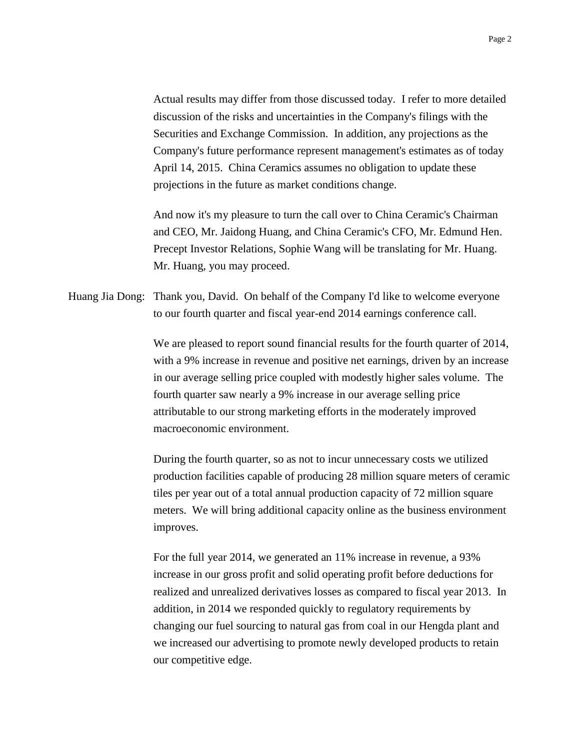Actual results may differ from those discussed today. I refer to more detailed discussion of the risks and uncertainties in the Company's filings with the Securities and Exchange Commission. In addition, any projections as the Company's future performance represent management's estimates as of today April 14, 2015. China Ceramics assumes no obligation to update these projections in the future as market conditions change.

And now it's my pleasure to turn the call over to China Ceramic's Chairman and CEO, Mr. Jaidong Huang, and China Ceramic's CFO, Mr. Edmund Hen. Precept Investor Relations, Sophie Wang will be translating for Mr. Huang. Mr. Huang, you may proceed.

Huang Jia Dong: Thank you, David. On behalf of the Company I'd like to welcome everyone to our fourth quarter and fiscal year-end 2014 earnings conference call.

We are pleased to report sound financial results for the fourth quarter of 2014, with a 9% increase in revenue and positive net earnings, driven by an increase in our average selling price coupled with modestly higher sales volume. The fourth quarter saw nearly a 9% increase in our average selling price attributable to our strong marketing efforts in the moderately improved macroeconomic environment.

During the fourth quarter, so as not to incur unnecessary costs we utilized production facilities capable of producing 28 million square meters of ceramic tiles per year out of a total annual production capacity of 72 million square meters. We will bring additional capacity online as the business environment improves.

For the full year 2014, we generated an 11% increase in revenue, a 93% increase in our gross profit and solid operating profit before deductions for realized and unrealized derivatives losses as compared to fiscal year 2013. In addition, in 2014 we responded quickly to regulatory requirements by changing our fuel sourcing to natural gas from coal in our Hengda plant and we increased our advertising to promote newly developed products to retain our competitive edge.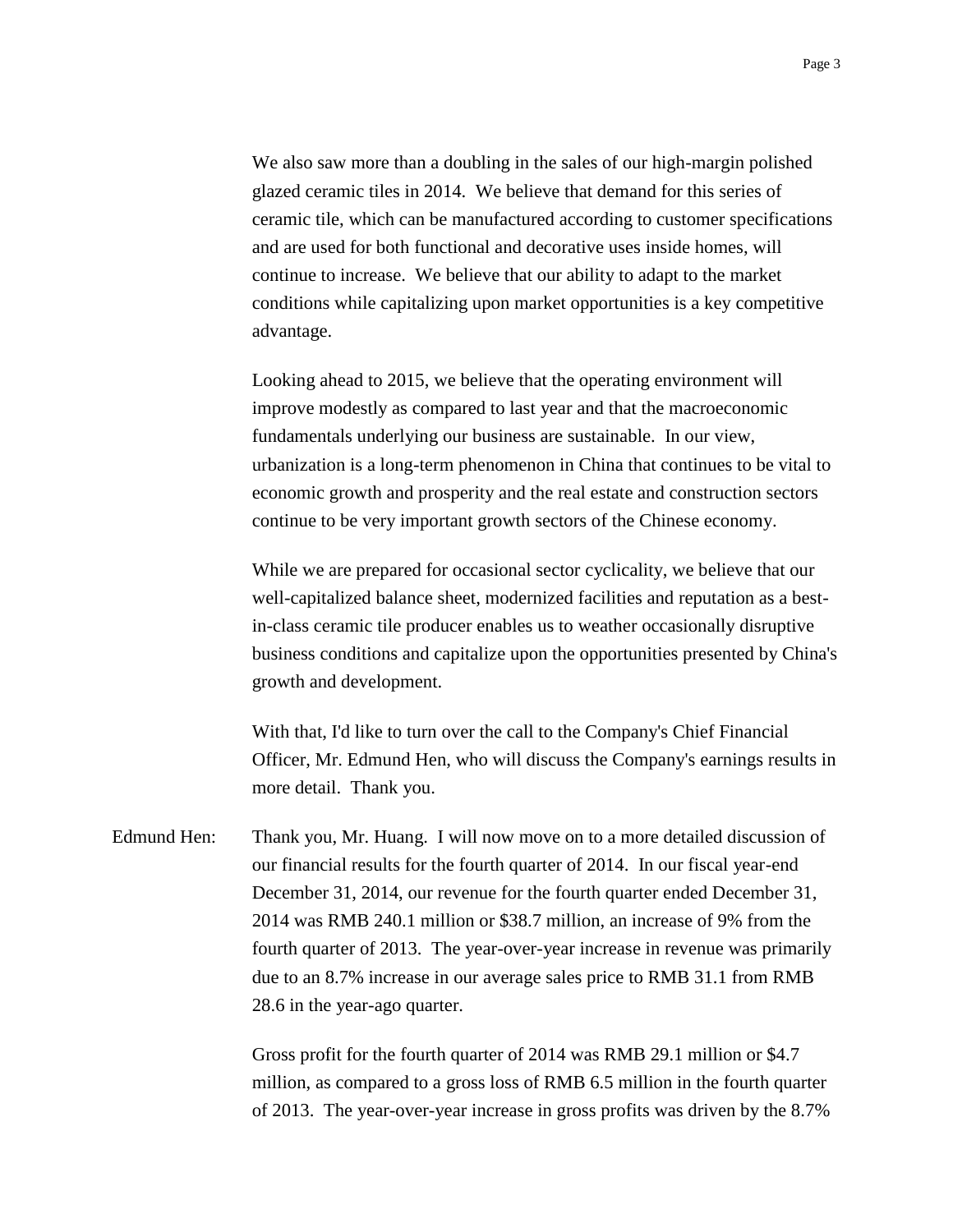We also saw more than a doubling in the sales of our high-margin polished glazed ceramic tiles in 2014. We believe that demand for this series of ceramic tile, which can be manufactured according to customer specifications and are used for both functional and decorative uses inside homes, will continue to increase. We believe that our ability to adapt to the market conditions while capitalizing upon market opportunities is a key competitive advantage.

Looking ahead to 2015, we believe that the operating environment will improve modestly as compared to last year and that the macroeconomic fundamentals underlying our business are sustainable. In our view, urbanization is a long-term phenomenon in China that continues to be vital to economic growth and prosperity and the real estate and construction sectors continue to be very important growth sectors of the Chinese economy.

While we are prepared for occasional sector cyclicality, we believe that our well-capitalized balance sheet, modernized facilities and reputation as a best-in-class ceramic tile producer enables us to weather occasionally disruptive business conditions and capitalize upon the opportunities presented by China's growth and development.

With that, I'd like to turn over the call to the Company's Chief Financial Officer, Mr. Edmund Hen, who will discuss the Company's earnings results in more detail. Thank you.

Edmund Hen: Thank you, Mr. Huang. I will now move on to a more detailed discussion of our financial results for the fourth quarter of 2014. In our fiscal year-end December 31, 2014, our revenue for the fourth quarter ended December 31, 2014 was RMB 240.1 million or $38.7 million, an increase of 9% from the fourth quarter of 2013. The year-over-year increase in revenue was primarily due to an 8.7% increase in our average sales price to RMB 31.1 from RMB 28.6 in the year-ago quarter.

Gross profit for the fourth quarter of 2014 was RMB 29.1 million or $4.7 million, as compared to a gross loss of RMB 6.5 million in the fourth quarter of 2013. The year-over-year increase in gross profits was driven by the 8.7%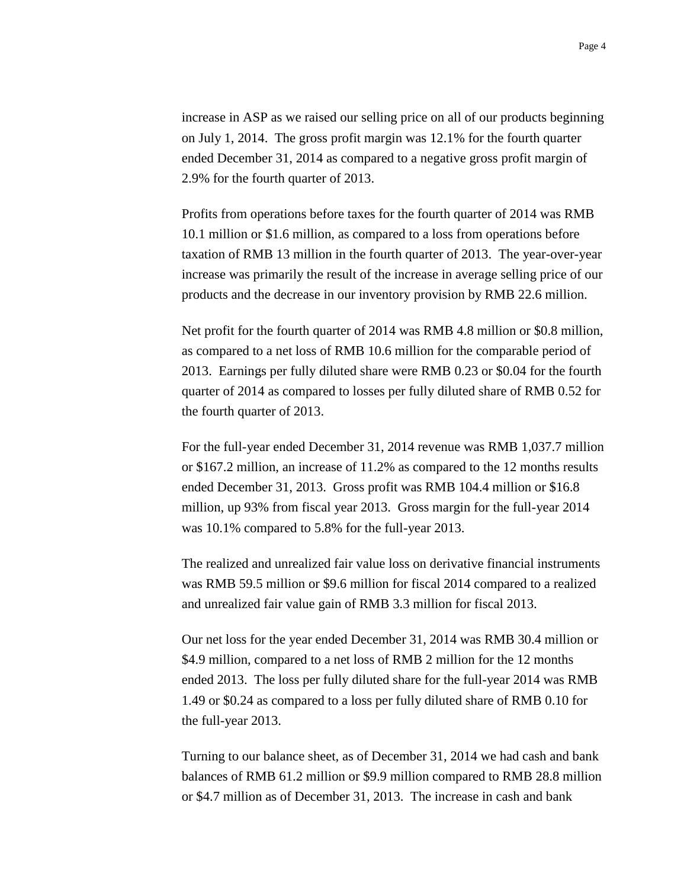increase in ASP as we raised our selling price on all of our products beginning on July 1, 2014. The gross profit margin was 12.1% for the fourth quarter ended December 31, 2014 as compared to a negative gross profit margin of 2.9% for the fourth quarter of 2013.

Profits from operations before taxes for the fourth quarter of 2014 was RMB 10.1 million or $1.6 million, as compared to a loss from operations before taxation of RMB 13 million in the fourth quarter of 2013. The year-over-year increase was primarily the result of the increase in average selling price of our products and the decrease in our inventory provision by RMB 22.6 million.

Net profit for the fourth quarter of 2014 was RMB 4.8 million or $0.8 million, as compared to a net loss of RMB 10.6 million for the comparable period of 2013. Earnings per fully diluted share were RMB 0.23 or $0.04 for the fourth quarter of 2014 as compared to losses per fully diluted share of RMB 0.52 for the fourth quarter of 2013.

For the full-year ended December 31, 2014 revenue was RMB 1,037.7 million or $167.2 million, an increase of 11.2% as compared to the 12 months results ended December 31, 2013. Gross profit was RMB 104.4 million or $16.8 million, up 93% from fiscal year 2013. Gross margin for the full-year 2014 was 10.1% compared to 5.8% for the full-year 2013.

The realized and unrealized fair value loss on derivative financial instruments was RMB 59.5 million or $9.6 million for fiscal 2014 compared to a realized and unrealized fair value gain of RMB 3.3 million for fiscal 2013.

Our net loss for the year ended December 31, 2014 was RMB 30.4 million or $4.9 million, compared to a net loss of RMB 2 million for the 12 months ended 2013. The loss per fully diluted share for the full-year 2014 was RMB 1.49 or $0.24 as compared to a loss per fully diluted share of RMB 0.10 for the full-year 2013.

Turning to our balance sheet, as of December 31, 2014 we had cash and bank balances of RMB 61.2 million or $9.9 million compared to RMB 28.8 million or $4.7 million as of December 31, 2013. The increase in cash and bank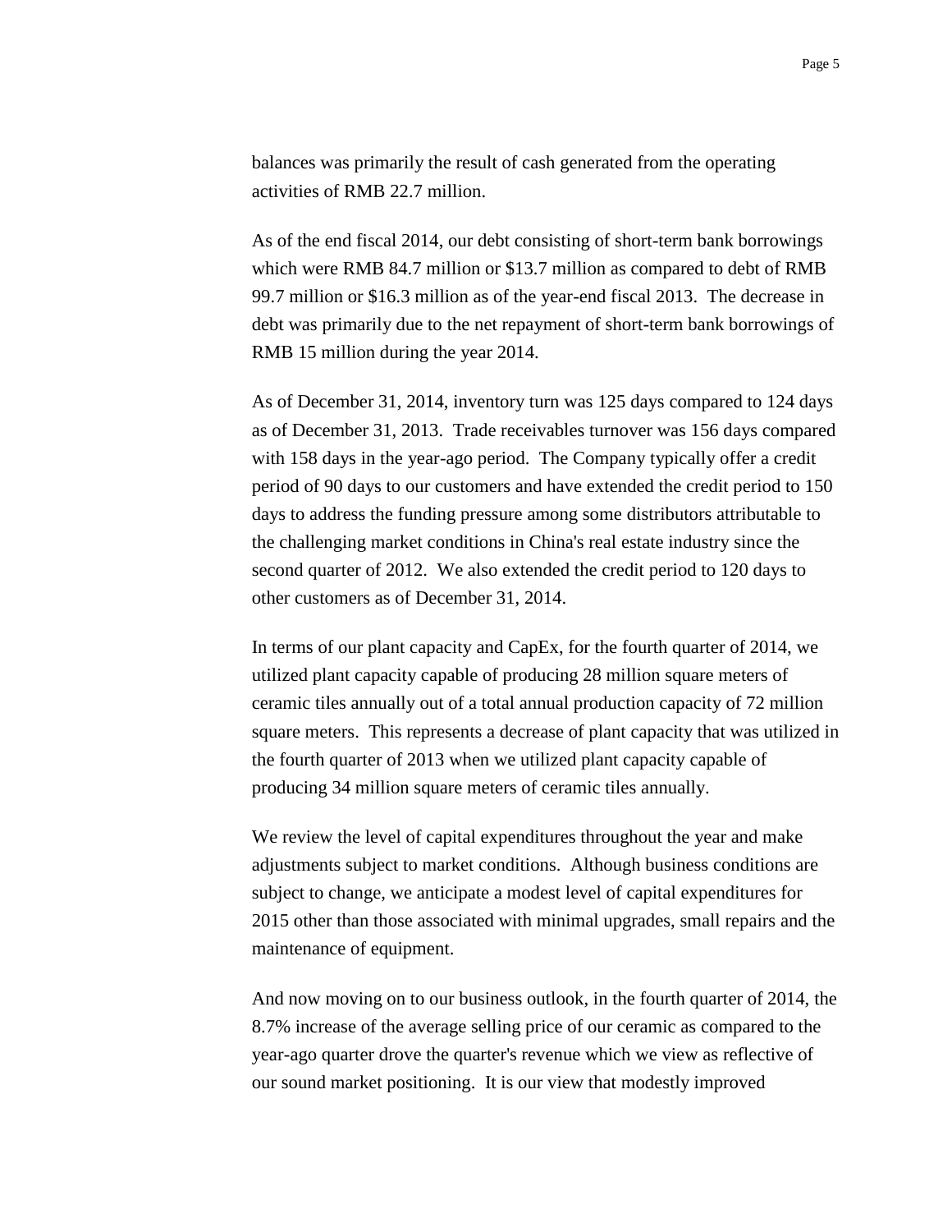balances was primarily the result of cash generated from the operating activities of RMB 22.7 million.

As of the end fiscal 2014, our debt consisting of short-term bank borrowings which were RMB 84.7 million or $13.7 million as compared to debt of RMB 99.7 million or $16.3 million as of the year-end fiscal 2013. The decrease in debt was primarily due to the net repayment of short-term bank borrowings of RMB 15 million during the year 2014.

As of December 31, 2014, inventory turn was 125 days compared to 124 days as of December 31, 2013. Trade receivables turnover was 156 days compared with 158 days in the year-ago period. The Company typically offer a credit period of 90 days to our customers and have extended the credit period to 150 days to address the funding pressure among some distributors attributable to the challenging market conditions in China's real estate industry since the second quarter of 2012. We also extended the credit period to 120 days to other customers as of December 31, 2014.

In terms of our plant capacity and CapEx, for the fourth quarter of 2014, we utilized plant capacity capable of producing 28 million square meters of ceramic tiles annually out of a total annual production capacity of 72 million square meters. This represents a decrease of plant capacity that was utilized in the fourth quarter of 2013 when we utilized plant capacity capable of producing 34 million square meters of ceramic tiles annually.

We review the level of capital expenditures throughout the year and make adjustments subject to market conditions. Although business conditions are subject to change, we anticipate a modest level of capital expenditures for 2015 other than those associated with minimal upgrades, small repairs and the maintenance of equipment.

And now moving on to our business outlook, in the fourth quarter of 2014, the 8.7% increase of the average selling price of our ceramic as compared to the year-ago quarter drove the quarter's revenue which we view as reflective of our sound market positioning. It is our view that modestly improved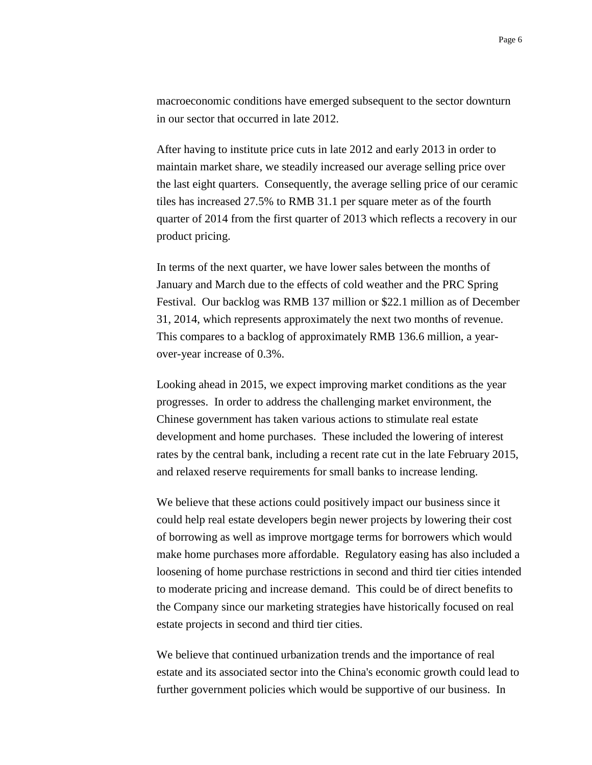macroeconomic conditions have emerged subsequent to the sector downturn in our sector that occurred in late 2012.

After having to institute price cuts in late 2012 and early 2013 in order to maintain market share, we steadily increased our average selling price over the last eight quarters. Consequently, the average selling price of our ceramic tiles has increased 27.5% to RMB 31.1 per square meter as of the fourth quarter of 2014 from the first quarter of 2013 which reflects a recovery in our product pricing.

In terms of the next quarter, we have lower sales between the months of January and March due to the effects of cold weather and the PRC Spring Festival. Our backlog was RMB 137 million or $22.1 million as of December 31, 2014, which represents approximately the next two months of revenue. This compares to a backlog of approximately RMB 136.6 million, a year-over-year increase of 0.3%.

Looking ahead in 2015, we expect improving market conditions as the year progresses. In order to address the challenging market environment, the Chinese government has taken various actions to stimulate real estate development and home purchases. These included the lowering of interest rates by the central bank, including a recent rate cut in the late February 2015, and relaxed reserve requirements for small banks to increase lending.

We believe that these actions could positively impact our business since it could help real estate developers begin newer projects by lowering their cost of borrowing as well as improve mortgage terms for borrowers which would make home purchases more affordable. Regulatory easing has also included a loosening of home purchase restrictions in second and third tier cities intended to moderate pricing and increase demand. This could be of direct benefits to the Company since our marketing strategies have historically focused on real estate projects in second and third tier cities.

We believe that continued urbanization trends and the importance of real estate and its associated sector into the China's economic growth could lead to further government policies which would be supportive of our business. In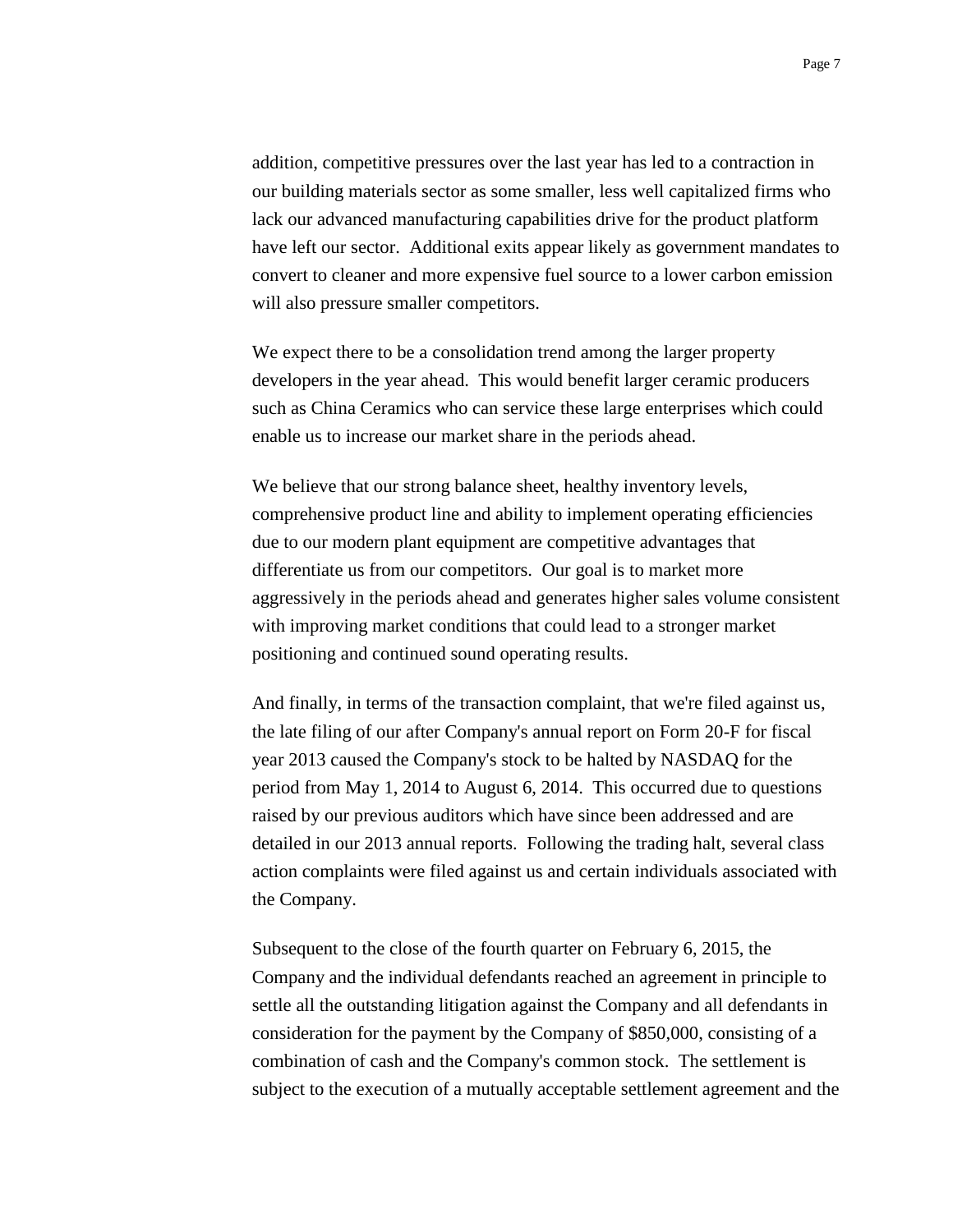addition, competitive pressures over the last year has led to a contraction in our building materials sector as some smaller, less well capitalized firms who lack our advanced manufacturing capabilities drive for the product platform have left our sector. Additional exits appear likely as government mandates to convert to cleaner and more expensive fuel source to a lower carbon emission will also pressure smaller competitors.

We expect there to be a consolidation trend among the larger property developers in the year ahead. This would benefit larger ceramic producers such as China Ceramics who can service these large enterprises which could enable us to increase our market share in the periods ahead.

We believe that our strong balance sheet, healthy inventory levels, comprehensive product line and ability to implement operating efficiencies due to our modern plant equipment are competitive advantages that differentiate us from our competitors. Our goal is to market more aggressively in the periods ahead and generates higher sales volume consistent with improving market conditions that could lead to a stronger market positioning and continued sound operating results.

And finally, in terms of the transaction complaint, that we're filed against us, the late filing of our after Company's annual report on Form 20-F for fiscal year 2013 caused the Company's stock to be halted by NASDAQ for the period from May 1, 2014 to August 6, 2014. This occurred due to questions raised by our previous auditors which have since been addressed and are detailed in our 2013 annual reports. Following the trading halt, several class action complaints were filed against us and certain individuals associated with the Company.

Subsequent to the close of the fourth quarter on February 6, 2015, the Company and the individual defendants reached an agreement in principle to settle all the outstanding litigation against the Company and all defendants in consideration for the payment by the Company of $850,000, consisting of a combination of cash and the Company's common stock. The settlement is subject to the execution of a mutually acceptable settlement agreement and the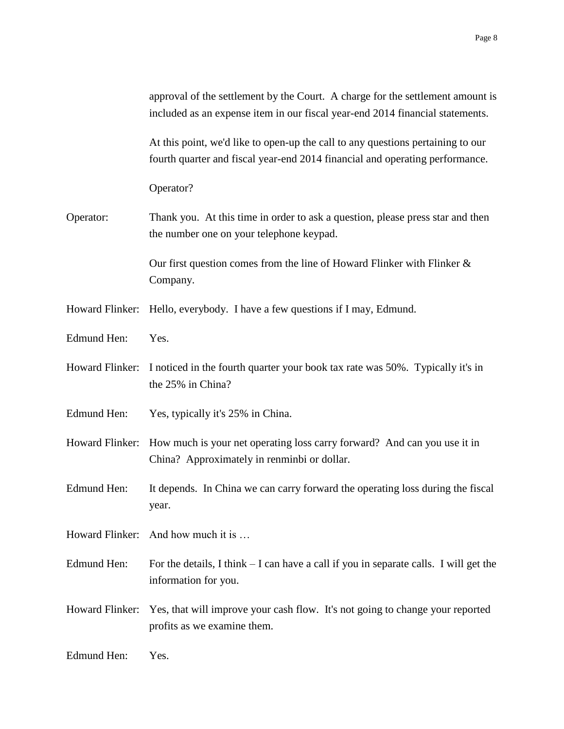approval of the settlement by the Court. A charge for the settlement amount is included as an expense item in our fiscal year-end 2014 financial statements.

At this point, we'd like to open-up the call to any questions pertaining to our fourth quarter and fiscal year-end 2014 financial and operating performance.

Operator?

Operator: Thank you. At this time in order to ask a question, please press star and then the number one on your telephone keypad.

Our first question comes from the line of Howard Flinker with Flinker & Company.

Howard Flinker: Hello, everybody. I have a few questions if I may, Edmund.

Edmund Hen: Yes.

Howard Flinker: I noticed in the fourth quarter your book tax rate was 50%. Typically it's in the 25% in China?

Edmund Hen: Yes, typically it's 25% in China.

Howard Flinker: How much is your net operating loss carry forward? And can you use it in China? Approximately in renminbi or dollar.

Edmund Hen: It depends. In China we can carry forward the operating loss during the fiscal year.

Howard Flinker: And how much it is …

Edmund Hen: For the details, I think – I can have a call if you in separate calls. I will get the information for you.

Howard Flinker: Yes, that will improve your cash flow. It's not going to change your reported profits as we examine them.

Edmund Hen: Yes.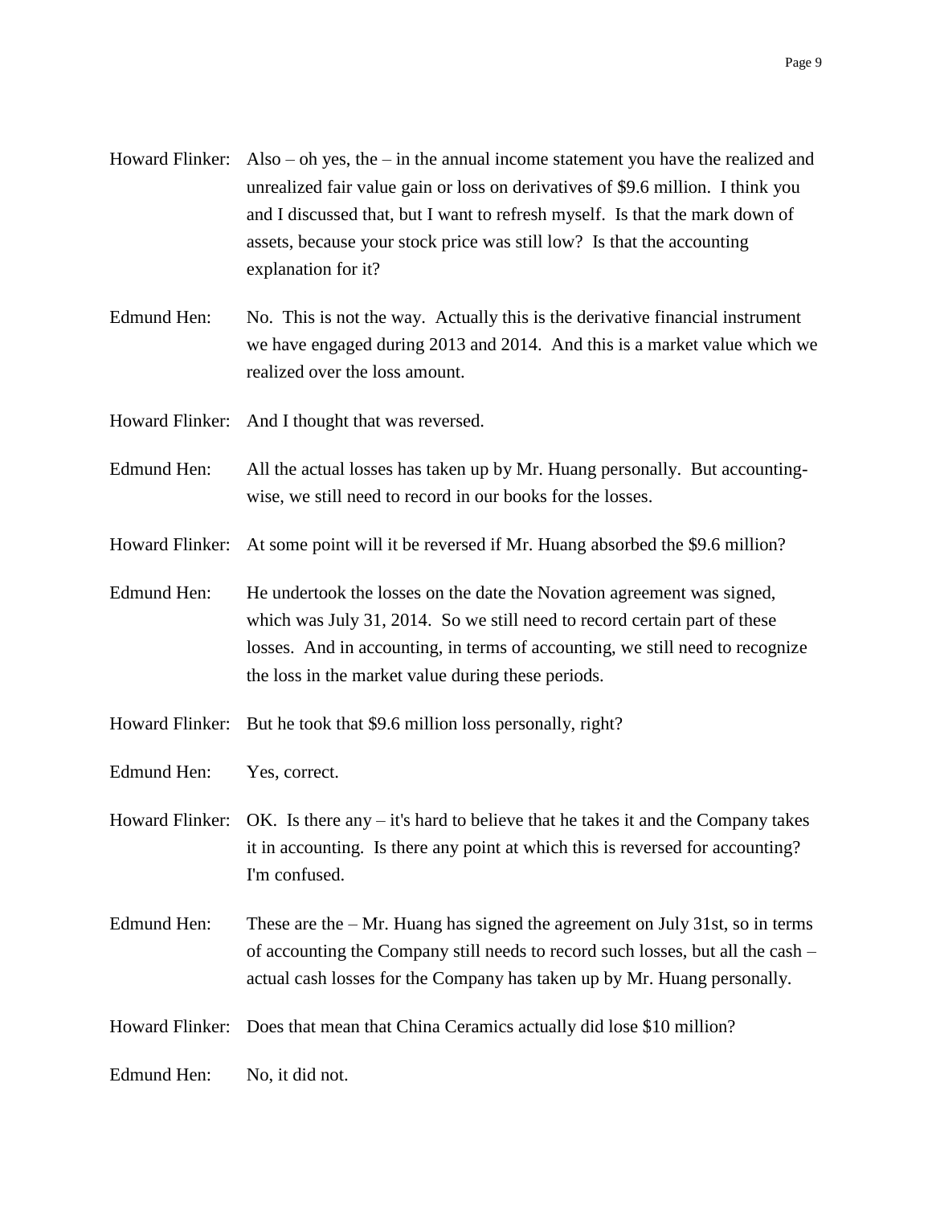Howard Flinker: Also – oh yes, the – in the annual income statement you have the realized and unrealized fair value gain or loss on derivatives of $9.6 million. I think you and I discussed that, but I want to refresh myself. Is that the mark down of assets, because your stock price was still low? Is that the accounting explanation for it?

Edmund Hen: No. This is not the way. Actually this is the derivative financial instrument we have engaged during 2013 and 2014. And this is a market value which we realized over the loss amount.

Howard Flinker: And I thought that was reversed.

Edmund Hen: All the actual losses has taken up by Mr. Huang personally. But accounting-wise, we still need to record in our books for the losses.

Howard Flinker: At some point will it be reversed if Mr. Huang absorbed the $9.6 million?

Edmund Hen: He undertook the losses on the date the Novation agreement was signed, which was July 31, 2014. So we still need to record certain part of these losses. And in accounting, in terms of accounting, we still need to recognize the loss in the market value during these periods.

Howard Flinker: But he took that $9.6 million loss personally, right?

Edmund Hen: Yes, correct.

Howard Flinker: OK. Is there any – it's hard to believe that he takes it and the Company takes it in accounting. Is there any point at which this is reversed for accounting? I'm confused.

Edmund Hen: These are the – Mr. Huang has signed the agreement on July 31st, so in terms of accounting the Company still needs to record such losses, but all the cash – actual cash losses for the Company has taken up by Mr. Huang personally.

Howard Flinker: Does that mean that China Ceramics actually did lose $10 million?

Edmund Hen: No, it did not.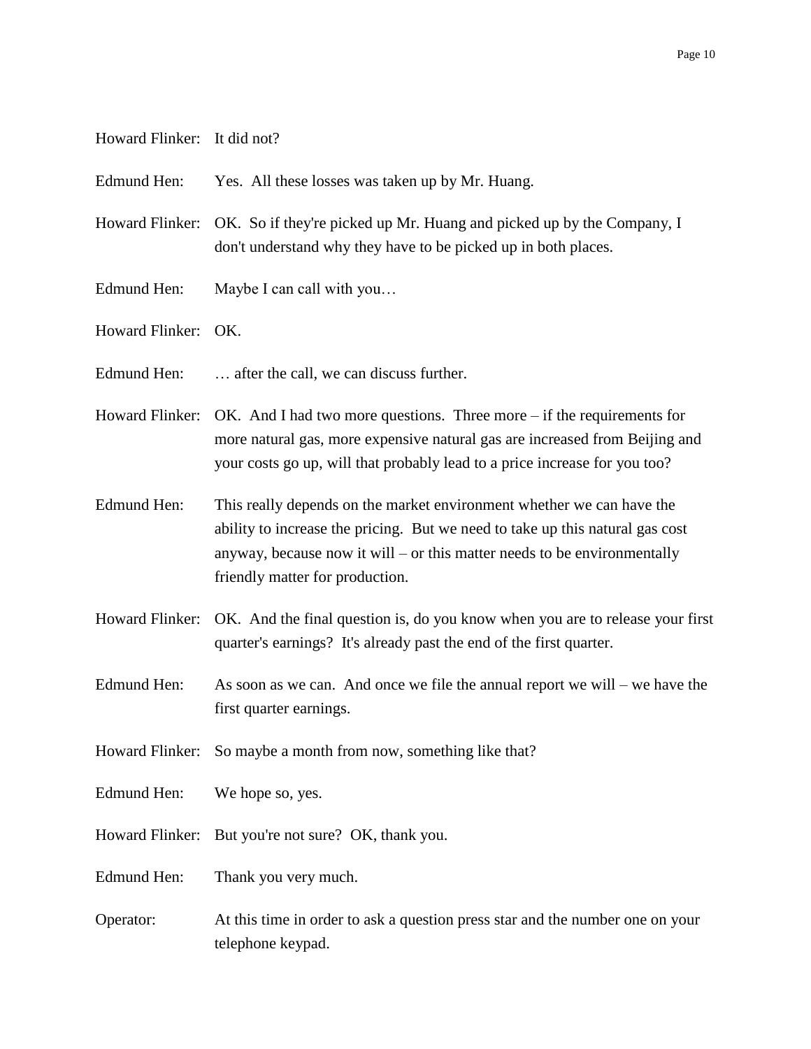Howard Flinker: It did not?

Edmund Hen: Yes. All these losses was taken up by Mr. Huang.

Howard Flinker: OK. So if they're picked up Mr. Huang and picked up by the Company, I don't understand why they have to be picked up in both places.

Edmund Hen: Maybe I can call with you…

Howard Flinker: OK.

Edmund Hen: … after the call, we can discuss further.

Howard Flinker: OK. And I had two more questions. Three more – if the requirements for more natural gas, more expensive natural gas are increased from Beijing and your costs go up, will that probably lead to a price increase for you too?

Edmund Hen: This really depends on the market environment whether we can have the ability to increase the pricing. But we need to take up this natural gas cost anyway, because now it will – or this matter needs to be environmentally friendly matter for production.

Howard Flinker: OK. And the final question is, do you know when you are to release your first quarter's earnings? It's already past the end of the first quarter.

Edmund Hen: As soon as we can. And once we file the annual report we will – we have the first quarter earnings.

Howard Flinker: So maybe a month from now, something like that?

Edmund Hen: We hope so, yes.

Howard Flinker: But you're not sure? OK, thank you.

Edmund Hen: Thank you very much.

Operator: At this time in order to ask a question press star and the number one on your telephone keypad.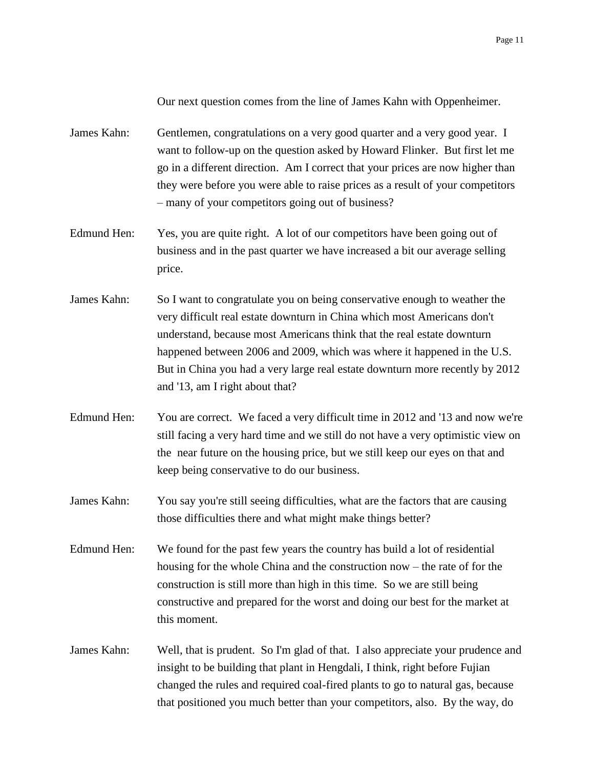Our next question comes from the line of James Kahn with Oppenheimer.

James Kahn: Gentlemen, congratulations on a very good quarter and a very good year. I want to follow-up on the question asked by Howard Flinker. But first let me go in a different direction. Am I correct that your prices are now higher than they were before you were able to raise prices as a result of your competitors – many of your competitors going out of business?

Edmund Hen: Yes, you are quite right. A lot of our competitors have been going out of business and in the past quarter we have increased a bit our average selling price.

James Kahn: So I want to congratulate you on being conservative enough to weather the very difficult real estate downturn in China which most Americans don't understand, because most Americans think that the real estate downturn happened between 2006 and 2009, which was where it happened in the U.S. But in China you had a very large real estate downturn more recently by 2012 and '13, am I right about that?

Edmund Hen: You are correct. We faced a very difficult time in 2012 and '13 and now we're still facing a very hard time and we still do not have a very optimistic view on the near future on the housing price, but we still keep our eyes on that and keep being conservative to do our business.

James Kahn: You say you're still seeing difficulties, what are the factors that are causing those difficulties there and what might make things better?

Edmund Hen: We found for the past few years the country has build a lot of residential housing for the whole China and the construction now – the rate of for the construction is still more than high in this time. So we are still being constructive and prepared for the worst and doing our best for the market at this moment.

James Kahn: Well, that is prudent. So I'm glad of that. I also appreciate your prudence and insight to be building that plant in Hengdali, I think, right before Fujian changed the rules and required coal-fired plants to go to natural gas, because that positioned you much better than your competitors, also. By the way, do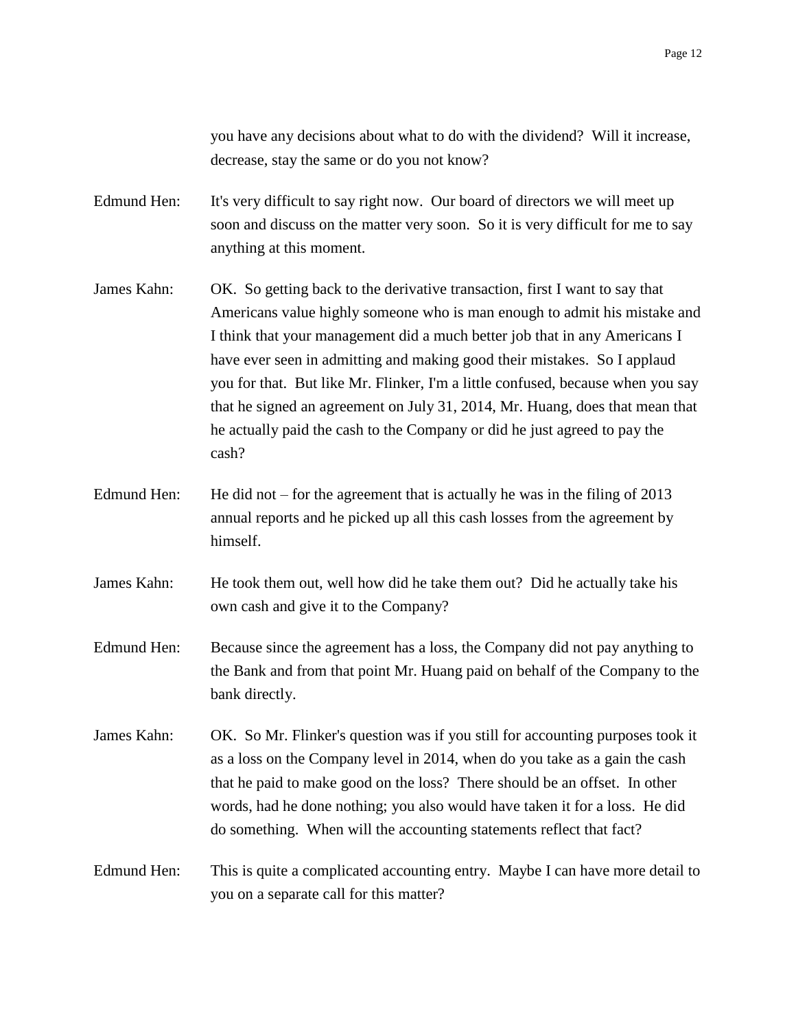you have any decisions about what to do with the dividend? Will it increase, decrease, stay the same or do you not know?

Edmund Hen: It's very difficult to say right now. Our board of directors we will meet up soon and discuss on the matter very soon. So it is very difficult for me to say anything at this moment.

James Kahn: OK. So getting back to the derivative transaction, first I want to say that Americans value highly someone who is man enough to admit his mistake and I think that your management did a much better job that in any Americans I have ever seen in admitting and making good their mistakes. So I applaud you for that. But like Mr. Flinker, I'm a little confused, because when you say that he signed an agreement on July 31, 2014, Mr. Huang, does that mean that he actually paid the cash to the Company or did he just agreed to pay the cash?

Edmund Hen: He did not – for the agreement that is actually he was in the filing of 2013 annual reports and he picked up all this cash losses from the agreement by himself.

James Kahn: He took them out, well how did he take them out? Did he actually take his own cash and give it to the Company?

Edmund Hen: Because since the agreement has a loss, the Company did not pay anything to the Bank and from that point Mr. Huang paid on behalf of the Company to the bank directly.

James Kahn: OK. So Mr. Flinker's question was if you still for accounting purposes took it as a loss on the Company level in 2014, when do you take as a gain the cash that he paid to make good on the loss? There should be an offset. In other words, had he done nothing; you also would have taken it for a loss. He did do something. When will the accounting statements reflect that fact?

Edmund Hen: This is quite a complicated accounting entry. Maybe I can have more detail to you on a separate call for this matter?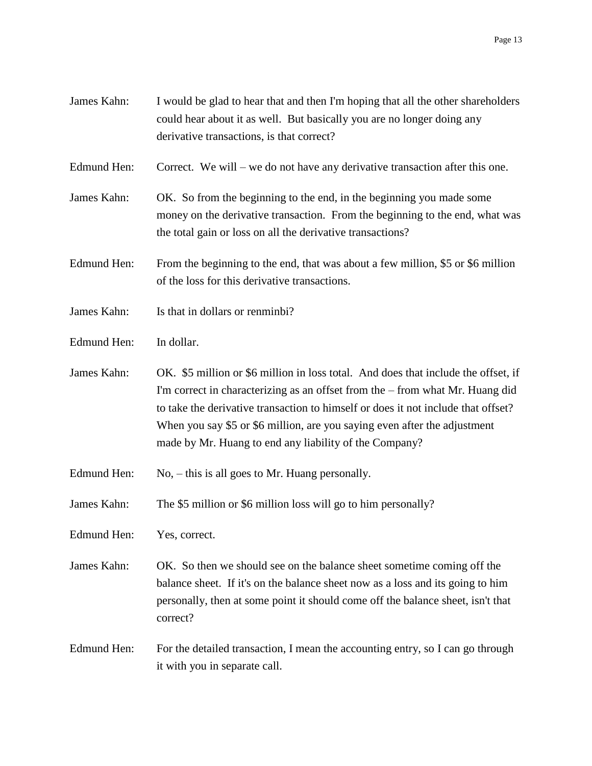James Kahn: I would be glad to hear that and then I'm hoping that all the other shareholders could hear about it as well. But basically you are no longer doing any derivative transactions, is that correct?

Edmund Hen: Correct. We will – we do not have any derivative transaction after this one.

James Kahn: OK. So from the beginning to the end, in the beginning you made some money on the derivative transaction. From the beginning to the end, what was the total gain or loss on all the derivative transactions?

Edmund Hen: From the beginning to the end, that was about a few million, $5 or $6 million of the loss for this derivative transactions.

James Kahn: Is that in dollars or renminbi?

Edmund Hen: In dollar.

James Kahn: OK. $5 million or $6 million in loss total. And does that include the offset, if I'm correct in characterizing as an offset from the – from what Mr. Huang did to take the derivative transaction to himself or does it not include that offset? When you say $5 or $6 million, are you saying even after the adjustment made by Mr. Huang to end any liability of the Company?

Edmund Hen: No, – this is all goes to Mr. Huang personally.

James Kahn: The $5 million or $6 million loss will go to him personally?

Edmund Hen: Yes, correct.

James Kahn: OK. So then we should see on the balance sheet sometime coming off the balance sheet. If it's on the balance sheet now as a loss and its going to him personally, then at some point it should come off the balance sheet, isn't that correct?

Edmund Hen: For the detailed transaction, I mean the accounting entry, so I can go through it with you in separate call.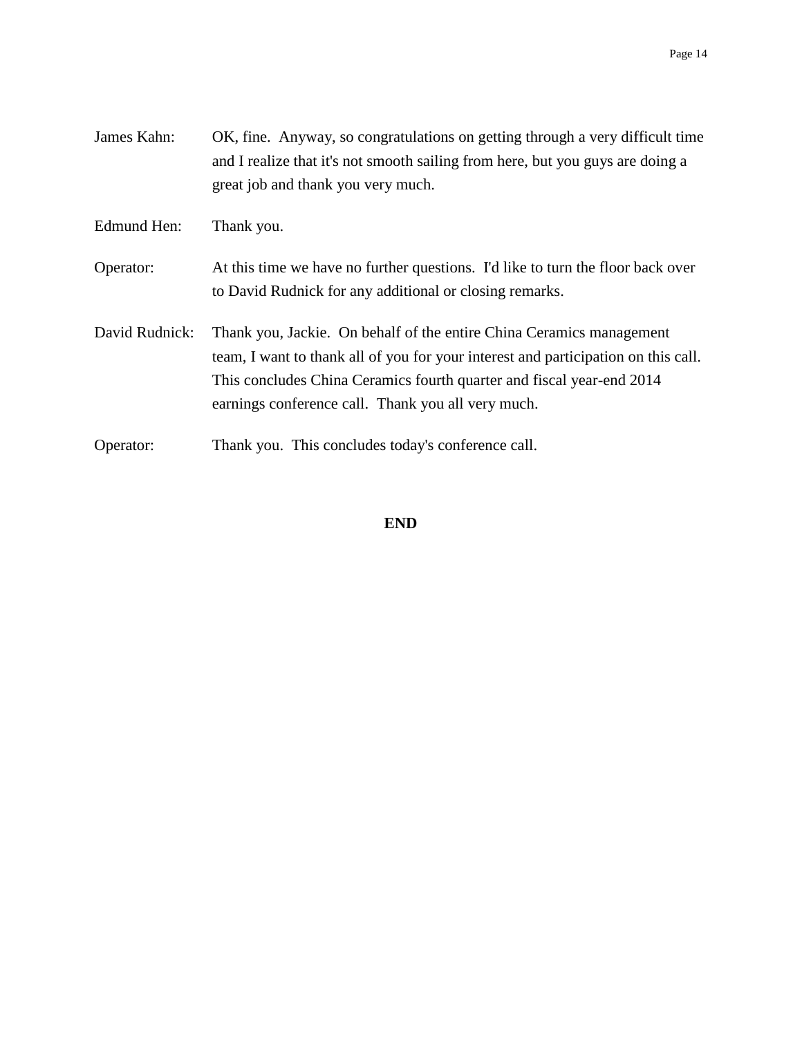James Kahn: OK, fine. Anyway, so congratulations on getting through a very difficult time and I realize that it's not smooth sailing from here, but you guys are doing a great job and thank you very much.

Edmund Hen: Thank you.

Operator: At this time we have no further questions. I'd like to turn the floor back over to David Rudnick for any additional or closing remarks.

David Rudnick: Thank you, Jackie. On behalf of the entire China Ceramics management team, I want to thank all of you for your interest and participation on this call. This concludes China Ceramics fourth quarter and fiscal year-end 2014 earnings conference call. Thank you all very much.

Operator: Thank you. This concludes today's conference call.

**END**